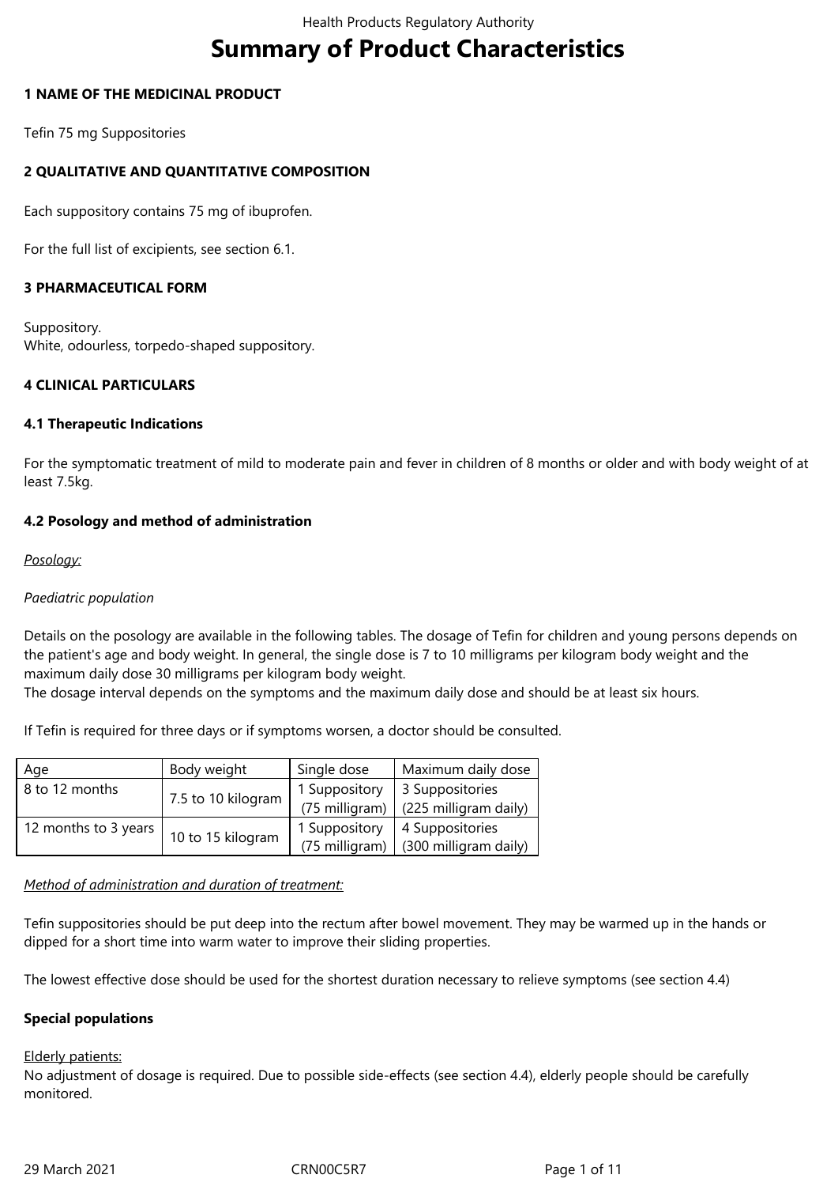# Summary of Product Characteristics

## 1 NAME OF THE MEDICINAL PRODUCT

Tefin 75 mg Suppositories

## 2 QUALITATIVE AND QUANTITATIVE COMPOSITION

Each suppository contains 75 mg of ibuprofen.

For the full list of excipients, see section 6.1.

## 3 PHARMACEUTICAL FORM

Suppository.
White, odourless, torpedo-shaped suppository.

## 4 CLINICAL PARTICULARS

### 4.1 Therapeutic Indications

For the symptomatic treatment of mild to moderate pain and fever in children of 8 months or older and with body weight of at least 7.5kg.

### 4.2 Posology and method of administration

*Posology:*

*Paediatric population*

Details on the posology are available in the following tables. The dosage of Tefin for children and young persons depends on the patient's age and body weight. In general, the single dose is 7 to 10 milligrams per kilogram body weight and the maximum daily dose 30 milligrams per kilogram body weight.
The dosage interval depends on the symptoms and the maximum daily dose and should be at least six hours.

If Tefin is required for three days or if symptoms worsen, a doctor should be consulted.

| Age | Body weight | Single dose | Maximum daily dose |
|---|---|---|---|
| 8 to 12 months | 7.5 to 10 kilogram | 1 Suppository (75 milligram) | 3 Suppositories (225 milligram daily) |
| 12 months to 3 years | 10 to 15 kilogram | 1 Suppository (75 milligram) | 4 Suppositories (300 milligram daily) |

*Method of administration and duration of treatment:*

Tefin suppositories should be put deep into the rectum after bowel movement. They may be warmed up in the hands or dipped for a short time into warm water to improve their sliding properties.

The lowest effective dose should be used for the shortest duration necessary to relieve symptoms (see section 4.4)

**Special populations**

Elderly patients:
No adjustment of dosage is required. Due to possible side-effects (see section 4.4), elderly people should be carefully monitored.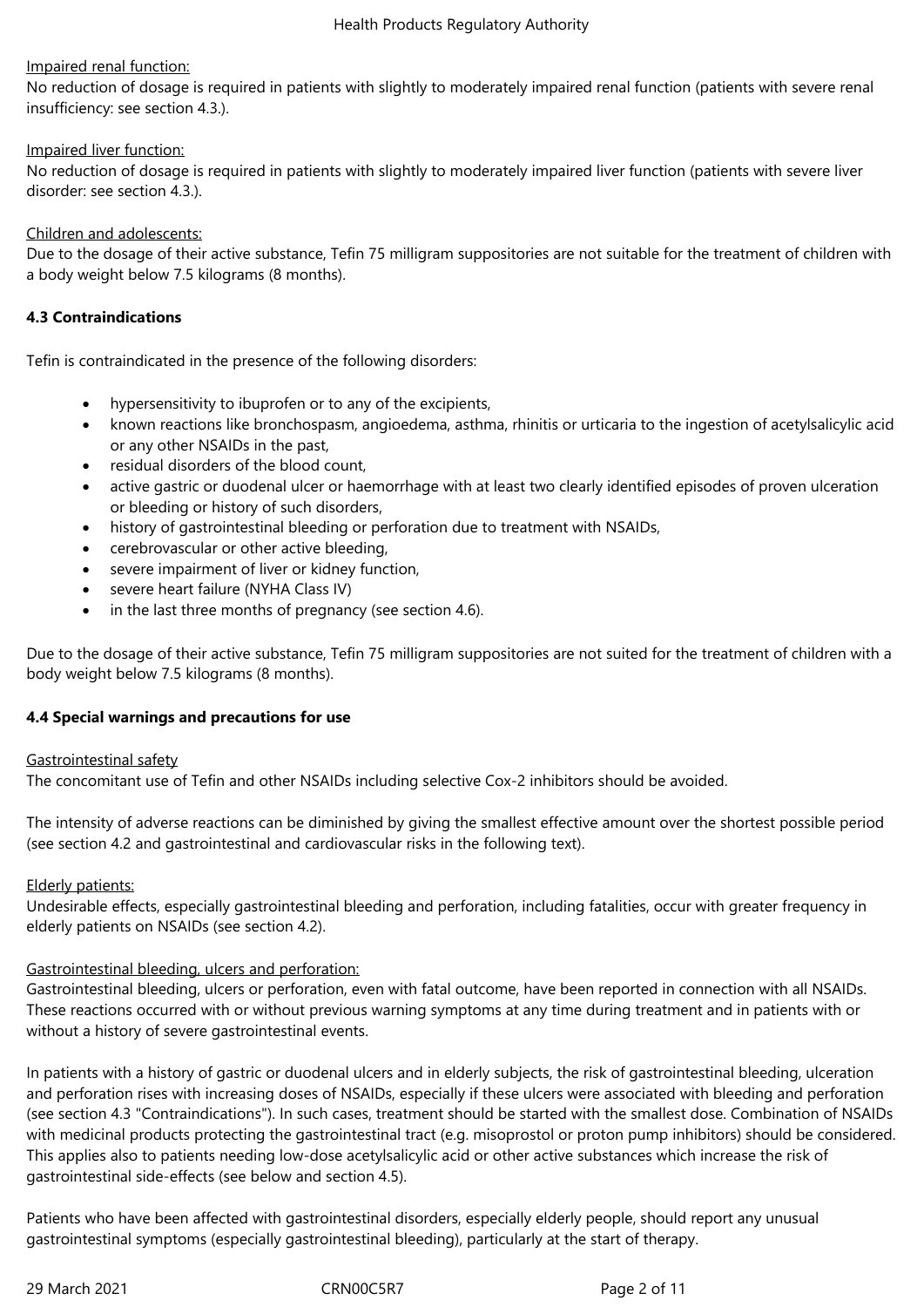Impaired renal function:

No reduction of dosage is required in patients with slightly to moderately impaired renal function (patients with severe renal insufficiency: see section 4.3.).

Impaired liver function:

No reduction of dosage is required in patients with slightly to moderately impaired liver function (patients with severe liver disorder: see section 4.3.).

Children and adolescents:

Due to the dosage of their active substance, Tefin 75 milligram suppositories are not suitable for the treatment of children with a body weight below 7.5 kilograms (8 months).

**4.3 Contraindications**

Tefin is contraindicated in the presence of the following disorders:

- hypersensitivity to ibuprofen or to any of the excipients,
- known reactions like bronchospasm, angioedema, asthma, rhinitis or urticaria to the ingestion of acetylsalicylic acid or any other NSAIDs in the past,
- residual disorders of the blood count,
- active gastric or duodenal ulcer or haemorrhage with at least two clearly identified episodes of proven ulceration or bleeding or history of such disorders,
- history of gastrointestinal bleeding or perforation due to treatment with NSAIDs,
- cerebrovascular or other active bleeding,
- severe impairment of liver or kidney function,
- severe heart failure (NYHA Class IV)
- in the last three months of pregnancy (see section 4.6).

Due to the dosage of their active substance, Tefin 75 milligram suppositories are not suited for the treatment of children with a body weight below 7.5 kilograms (8 months).

**4.4 Special warnings and precautions for use**

Gastrointestinal safety

The concomitant use of Tefin and other NSAIDs including selective Cox-2 inhibitors should be avoided.

The intensity of adverse reactions can be diminished by giving the smallest effective amount over the shortest possible period (see section 4.2 and gastrointestinal and cardiovascular risks in the following text).

Elderly patients:

Undesirable effects, especially gastrointestinal bleeding and perforation, including fatalities, occur with greater frequency in elderly patients on NSAIDs (see section 4.2).

Gastrointestinal bleeding, ulcers and perforation:

Gastrointestinal bleeding, ulcers or perforation, even with fatal outcome, have been reported in connection with all NSAIDs. These reactions occurred with or without previous warning symptoms at any time during treatment and in patients with or without a history of severe gastrointestinal events.

In patients with a history of gastric or duodenal ulcers and in elderly subjects, the risk of gastrointestinal bleeding, ulceration and perforation rises with increasing doses of NSAIDs, especially if these ulcers were associated with bleeding and perforation (see section 4.3 "Contraindications"). In such cases, treatment should be started with the smallest dose. Combination of NSAIDs with medicinal products protecting the gastrointestinal tract (e.g. misoprostol or proton pump inhibitors) should be considered. This applies also to patients needing low-dose acetylsalicylic acid or other active substances which increase the risk of gastrointestinal side-effects (see below and section 4.5).

Patients who have been affected with gastrointestinal disorders, especially elderly people, should report any unusual gastrointestinal symptoms (especially gastrointestinal bleeding), particularly at the start of therapy.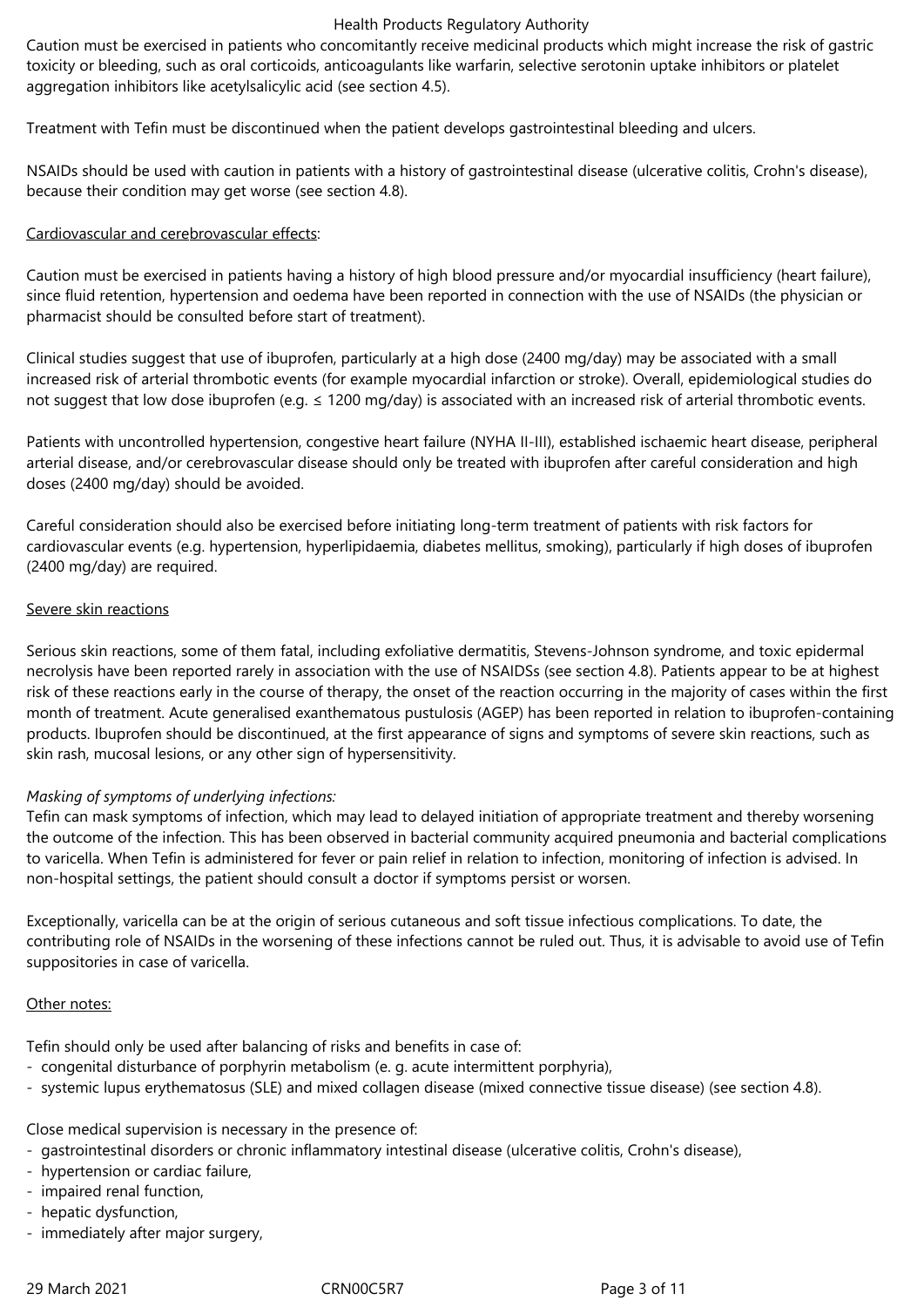Caution must be exercised in patients who concomitantly receive medicinal products which might increase the risk of gastric toxicity or bleeding, such as oral corticoids, anticoagulants like warfarin, selective serotonin uptake inhibitors or platelet aggregation inhibitors like acetylsalicylic acid (see section 4.5).

Treatment with Tefin must be discontinued when the patient develops gastrointestinal bleeding and ulcers.

NSAIDs should be used with caution in patients with a history of gastrointestinal disease (ulcerative colitis, Crohn's disease), because their condition may get worse (see section 4.8).

Cardiovascular and cerebrovascular effects:

Caution must be exercised in patients having a history of high blood pressure and/or myocardial insufficiency (heart failure), since fluid retention, hypertension and oedema have been reported in connection with the use of NSAIDs (the physician or pharmacist should be consulted before start of treatment).

Clinical studies suggest that use of ibuprofen, particularly at a high dose (2400 mg/day) may be associated with a small increased risk of arterial thrombotic events (for example myocardial infarction or stroke). Overall, epidemiological studies do not suggest that low dose ibuprofen (e.g. ≤ 1200 mg/day) is associated with an increased risk of arterial thrombotic events.

Patients with uncontrolled hypertension, congestive heart failure (NYHA II-III), established ischaemic heart disease, peripheral arterial disease, and/or cerebrovascular disease should only be treated with ibuprofen after careful consideration and high doses (2400 mg/day) should be avoided.

Careful consideration should also be exercised before initiating long-term treatment of patients with risk factors for cardiovascular events (e.g. hypertension, hyperlipidaemia, diabetes mellitus, smoking), particularly if high doses of ibuprofen (2400 mg/day) are required.

Severe skin reactions

Serious skin reactions, some of them fatal, including exfoliative dermatitis, Stevens-Johnson syndrome, and toxic epidermal necrolysis have been reported rarely in association with the use of NSAIDSs (see section 4.8). Patients appear to be at highest risk of these reactions early in the course of therapy, the onset of the reaction occurring in the majority of cases within the first month of treatment. Acute generalised exanthematous pustulosis (AGEP) has been reported in relation to ibuprofen-containing products. Ibuprofen should be discontinued, at the first appearance of signs and symptoms of severe skin reactions, such as skin rash, mucosal lesions, or any other sign of hypersensitivity.

*Masking of symptoms of underlying infections:*
Tefin can mask symptoms of infection, which may lead to delayed initiation of appropriate treatment and thereby worsening the outcome of the infection. This has been observed in bacterial community acquired pneumonia and bacterial complications to varicella. When Tefin is administered for fever or pain relief in relation to infection, monitoring of infection is advised. In non-hospital settings, the patient should consult a doctor if symptoms persist or worsen.

Exceptionally, varicella can be at the origin of serious cutaneous and soft tissue infectious complications. To date, the contributing role of NSAIDs in the worsening of these infections cannot be ruled out. Thus, it is advisable to avoid use of Tefin suppositories in case of varicella.

Other notes:

Tefin should only be used after balancing of risks and benefits in case of:
- congenital disturbance of porphyrin metabolism (e. g. acute intermittent porphyria),
- systemic lupus erythematosus (SLE) and mixed collagen disease (mixed connective tissue disease) (see section 4.8).

Close medical supervision is necessary in the presence of:
- gastrointestinal disorders or chronic inflammatory intestinal disease (ulcerative colitis, Crohn's disease),
- hypertension or cardiac failure,
- impaired renal function,
- hepatic dysfunction,
- immediately after major surgery,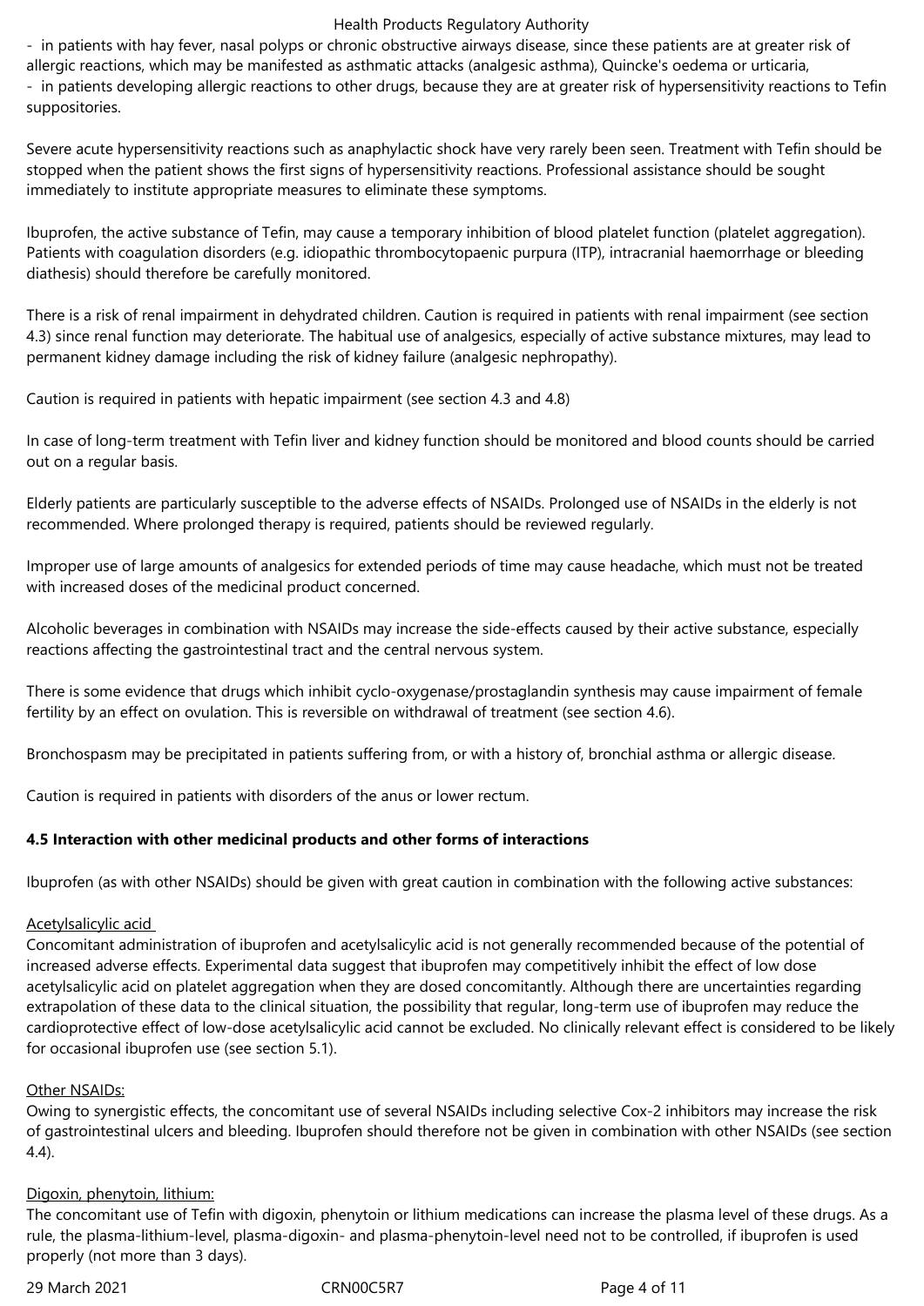- in patients with hay fever, nasal polyps or chronic obstructive airways disease, since these patients are at greater risk of allergic reactions, which may be manifested as asthmatic attacks (analgesic asthma), Quincke's oedema or urticaria,
- in patients developing allergic reactions to other drugs, because they are at greater risk of hypersensitivity reactions to Tefin suppositories.

Severe acute hypersensitivity reactions such as anaphylactic shock have very rarely been seen. Treatment with Tefin should be stopped when the patient shows the first signs of hypersensitivity reactions. Professional assistance should be sought immediately to institute appropriate measures to eliminate these symptoms.

Ibuprofen, the active substance of Tefin, may cause a temporary inhibition of blood platelet function (platelet aggregation). Patients with coagulation disorders (e.g. idiopathic thrombocytopaenic purpura (ITP), intracranial haemorrhage or bleeding diathesis) should therefore be carefully monitored.

There is a risk of renal impairment in dehydrated children. Caution is required in patients with renal impairment (see section 4.3) since renal function may deteriorate. The habitual use of analgesics, especially of active substance mixtures, may lead to permanent kidney damage including the risk of kidney failure (analgesic nephropathy).

Caution is required in patients with hepatic impairment (see section 4.3 and 4.8)

In case of long-term treatment with Tefin liver and kidney function should be monitored and blood counts should be carried out on a regular basis.

Elderly patients are particularly susceptible to the adverse effects of NSAIDs. Prolonged use of NSAIDs in the elderly is not recommended. Where prolonged therapy is required, patients should be reviewed regularly.

Improper use of large amounts of analgesics for extended periods of time may cause headache, which must not be treated with increased doses of the medicinal product concerned.

Alcoholic beverages in combination with NSAIDs may increase the side-effects caused by their active substance, especially reactions affecting the gastrointestinal tract and the central nervous system.

There is some evidence that drugs which inhibit cyclo-oxygenase/prostaglandin synthesis may cause impairment of female fertility by an effect on ovulation. This is reversible on withdrawal of treatment (see section 4.6).

Bronchospasm may be precipitated in patients suffering from, or with a history of, bronchial asthma or allergic disease.

Caution is required in patients with disorders of the anus or lower rectum.

**4.5 Interaction with other medicinal products and other forms of interactions**

Ibuprofen (as with other NSAIDs) should be given with great caution in combination with the following active substances:

Acetylsalicylic acid

Concomitant administration of ibuprofen and acetylsalicylic acid is not generally recommended because of the potential of increased adverse effects. Experimental data suggest that ibuprofen may competitively inhibit the effect of low dose acetylsalicylic acid on platelet aggregation when they are dosed concomitantly. Although there are uncertainties regarding extrapolation of these data to the clinical situation, the possibility that regular, long-term use of ibuprofen may reduce the cardioprotective effect of low-dose acetylsalicylic acid cannot be excluded. No clinically relevant effect is considered to be likely for occasional ibuprofen use (see section 5.1).

Other NSAIDs:

Owing to synergistic effects, the concomitant use of several NSAIDs including selective Cox-2 inhibitors may increase the risk of gastrointestinal ulcers and bleeding. Ibuprofen should therefore not be given in combination with other NSAIDs (see section 4.4).

Digoxin, phenytoin, lithium:

The concomitant use of Tefin with digoxin, phenytoin or lithium medications can increase the plasma level of these drugs. As a rule, the plasma-lithium-level, plasma-digoxin- and plasma-phenytoin-level need not to be controlled, if ibuprofen is used properly (not more than 3 days).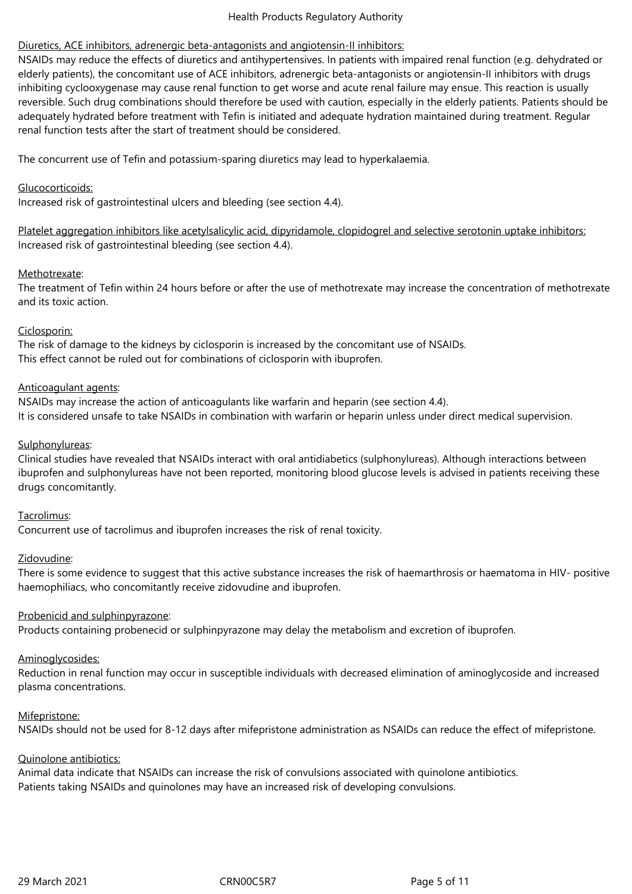Diuretics, ACE inhibitors, adrenergic beta-antagonists and angiotensin-II inhibitors:

NSAIDs may reduce the effects of diuretics and antihypertensives. In patients with impaired renal function (e.g. dehydrated or elderly patients), the concomitant use of ACE inhibitors, adrenergic beta-antagonists or angiotensin-II inhibitors with drugs inhibiting cyclooxygenase may cause renal function to get worse and acute renal failure may ensue. This reaction is usually reversible. Such drug combinations should therefore be used with caution, especially in the elderly patients. Patients should be adequately hydrated before treatment with Tefin is initiated and adequate hydration maintained during treatment. Regular renal function tests after the start of treatment should be considered.

The concurrent use of Tefin and potassium-sparing diuretics may lead to hyperkalaemia.

Glucocorticoids:

Increased risk of gastrointestinal ulcers and bleeding (see section 4.4).

Platelet aggregation inhibitors like acetylsalicylic acid, dipyridamole, clopidogrel and selective serotonin uptake inhibitors:

Increased risk of gastrointestinal bleeding (see section 4.4).

Methotrexate:

The treatment of Tefin within 24 hours before or after the use of methotrexate may increase the concentration of methotrexate and its toxic action.

Ciclosporin:

The risk of damage to the kidneys by ciclosporin is increased by the concomitant use of NSAIDs.
This effect cannot be ruled out for combinations of ciclosporin with ibuprofen.

Anticoagulant agents:

NSAIDs may increase the action of anticoagulants like warfarin and heparin (see section 4.4).
It is considered unsafe to take NSAIDs in combination with warfarin or heparin unless under direct medical supervision.

Sulphonylureas:

Clinical studies have revealed that NSAIDs interact with oral antidiabetics (sulphonylureas). Although interactions between ibuprofen and sulphonylureas have not been reported, monitoring blood glucose levels is advised in patients receiving these drugs concomitantly.

Tacrolimus:

Concurrent use of tacrolimus and ibuprofen increases the risk of renal toxicity.

Zidovudine:

There is some evidence to suggest that this active substance increases the risk of haemarthrosis or haematoma in HIV- positive haemophiliacs, who concomitantly receive zidovudine and ibuprofen.

Probenicid and sulphinpyrazone:

Products containing probenecid or sulphinpyrazone may delay the metabolism and excretion of ibuprofen.

Aminoglycosides:

Reduction in renal function may occur in susceptible individuals with decreased elimination of aminoglycoside and increased plasma concentrations.

Mifepristone:

NSAIDs should not be used for 8-12 days after mifepristone administration as NSAIDs can reduce the effect of mifepristone.

Quinolone antibiotics:

Animal data indicate that NSAIDs can increase the risk of convulsions associated with quinolone antibiotics.
Patients taking NSAIDs and quinolones may have an increased risk of developing convulsions.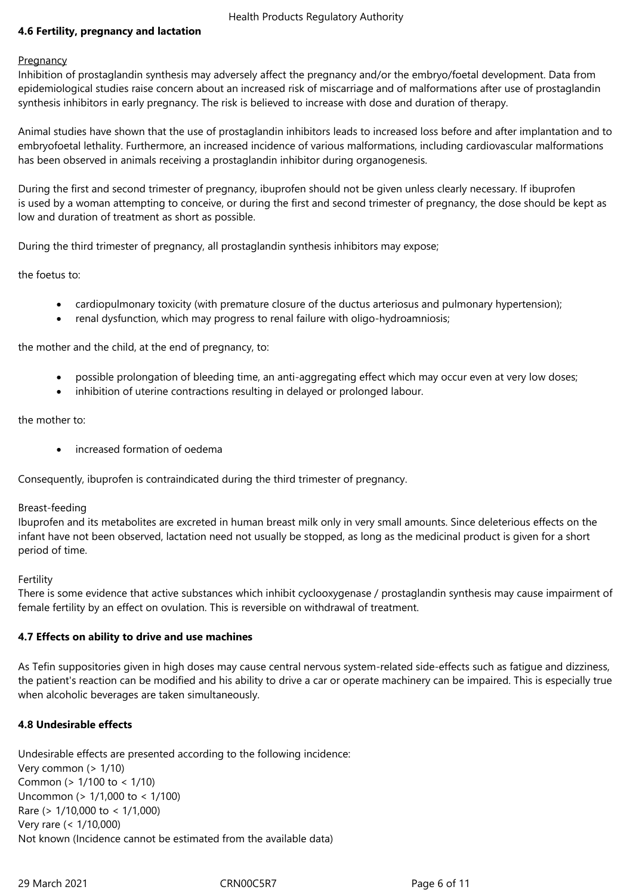### 4.6 Fertility, pregnancy and lactation

Pregnancy

Inhibition of prostaglandin synthesis may adversely affect the pregnancy and/or the embryo/foetal development. Data from epidemiological studies raise concern about an increased risk of miscarriage and of malformations after use of prostaglandin synthesis inhibitors in early pregnancy. The risk is believed to increase with dose and duration of therapy.

Animal studies have shown that the use of prostaglandin inhibitors leads to increased loss before and after implantation and to embryofoetal lethality. Furthermore, an increased incidence of various malformations, including cardiovascular malformations has been observed in animals receiving a prostaglandin inhibitor during organogenesis.

During the first and second trimester of pregnancy, ibuprofen should not be given unless clearly necessary. If ibuprofen is used by a woman attempting to conceive, or during the first and second trimester of pregnancy, the dose should be kept as low and duration of treatment as short as possible.

During the third trimester of pregnancy, all prostaglandin synthesis inhibitors may expose;

the foetus to:

- cardiopulmonary toxicity (with premature closure of the ductus arteriosus and pulmonary hypertension);
- renal dysfunction, which may progress to renal failure with oligo-hydroamniosis;

the mother and the child, at the end of pregnancy, to:

- possible prolongation of bleeding time, an anti-aggregating effect which may occur even at very low doses;
- inhibition of uterine contractions resulting in delayed or prolonged labour.

the mother to:

- increased formation of oedema

Consequently, ibuprofen is contraindicated during the third trimester of pregnancy.

Breast-feeding

Ibuprofen and its metabolites are excreted in human breast milk only in very small amounts. Since deleterious effects on the infant have not been observed, lactation need not usually be stopped, as long as the medicinal product is given for a short period of time.

Fertility

There is some evidence that active substances which inhibit cyclooxygenase / prostaglandin synthesis may cause impairment of female fertility by an effect on ovulation. This is reversible on withdrawal of treatment.

### 4.7 Effects on ability to drive and use machines

As Tefin suppositories given in high doses may cause central nervous system-related side-effects such as fatigue and dizziness, the patient's reaction can be modified and his ability to drive a car or operate machinery can be impaired. This is especially true when alcoholic beverages are taken simultaneously.

### 4.8 Undesirable effects

Undesirable effects are presented according to the following incidence:
Very common (> 1/10)
Common (> 1/100 to < 1/10)
Uncommon (> 1/1,000 to < 1/100)
Rare (> 1/10,000 to < 1/1,000)
Very rare (< 1/10,000)
Not known (Incidence cannot be estimated from the available data)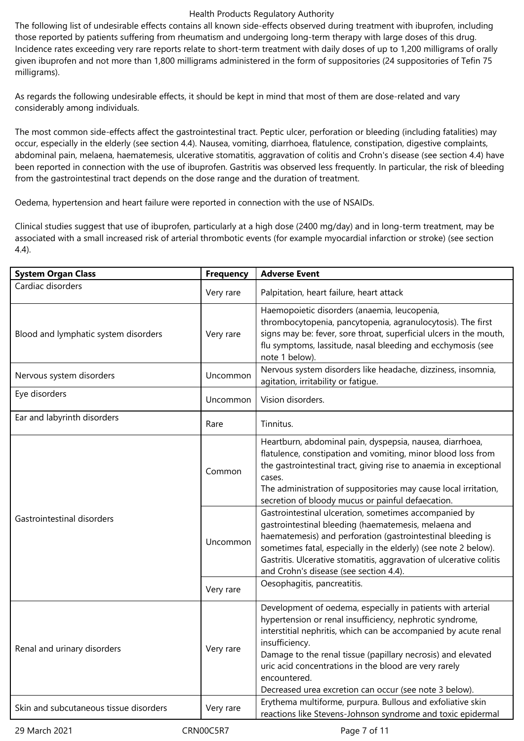The following list of undesirable effects contains all known side-effects observed during treatment with ibuprofen, including those reported by patients suffering from rheumatism and undergoing long-term therapy with large doses of this drug. Incidence rates exceeding very rare reports relate to short-term treatment with daily doses of up to 1,200 milligrams of orally given ibuprofen and not more than 1,800 milligrams administered in the form of suppositories (24 suppositories of Tefin 75 milligrams).

As regards the following undesirable effects, it should be kept in mind that most of them are dose-related and vary considerably among individuals.

The most common side-effects affect the gastrointestinal tract. Peptic ulcer, perforation or bleeding (including fatalities) may occur, especially in the elderly (see section 4.4). Nausea, vomiting, diarrhoea, flatulence, constipation, digestive complaints, abdominal pain, melaena, haematemesis, ulcerative stomatitis, aggravation of colitis and Crohn's disease (see section 4.4) have been reported in connection with the use of ibuprofen. Gastritis was observed less frequently. In particular, the risk of bleeding from the gastrointestinal tract depends on the dose range and the duration of treatment.

Oedema, hypertension and heart failure were reported in connection with the use of NSAIDs.

Clinical studies suggest that use of ibuprofen, particularly at a high dose (2400 mg/day) and in long-term treatment, may be associated with a small increased risk of arterial thrombotic events (for example myocardial infarction or stroke) (see section 4.4).

| System Organ Class | Frequency | Adverse Event |
|---|---|---|
| Cardiac disorders | Very rare | Palpitation, heart failure, heart attack |
| Blood and lymphatic system disorders | Very rare | Haemopoietic disorders (anaemia, leucopenia, thrombocytopenia, pancytopenia, agranulocytosis). The first signs may be: fever, sore throat, superficial ulcers in the mouth, flu symptoms, lassitude, nasal bleeding and ecchymosis (see note 1 below). |
| Nervous system disorders | Uncommon | Nervous system disorders like headache, dizziness, insomnia, agitation, irritability or fatigue. |
| Eye disorders | Uncommon | Vision disorders. |
| Ear and labyrinth disorders | Rare | Tinnitus. |
| Gastrointestinal disorders | Common | Heartburn, abdominal pain, dyspepsia, nausea, diarrhoea, flatulence, constipation and vomiting, minor blood loss from the gastrointestinal tract, giving rise to anaemia in exceptional cases.<br>The administration of suppositories may cause local irritation, secretion of bloody mucus or painful defaecation. |
| | Uncommon | Gastrointestinal ulceration, sometimes accompanied by gastrointestinal bleeding (haematemesis, melaena and haematemesis) and perforation (gastrointestinal bleeding is sometimes fatal, especially in the elderly) (see note 2 below). Gastritis. Ulcerative stomatitis, aggravation of ulcerative colitis and Crohn's disease (see section 4.4). |
| | Very rare | Oesophagitis, pancreatitis. |
| Renal and urinary disorders | Very rare | Development of oedema, especially in patients with arterial hypertension or renal insufficiency, nephrotic syndrome, interstitial nephritis, which can be accompanied by acute renal insufficiency.<br>Damage to the renal tissue (papillary necrosis) and elevated uric acid concentrations in the blood are very rarely encountered.<br>Decreased urea excretion can occur (see note 3 below). |
| Skin and subcutaneous tissue disorders | Very rare | Erythema multiforme, purpura. Bullous and exfoliative skin reactions like Stevens-Johnson syndrome and toxic epidermal |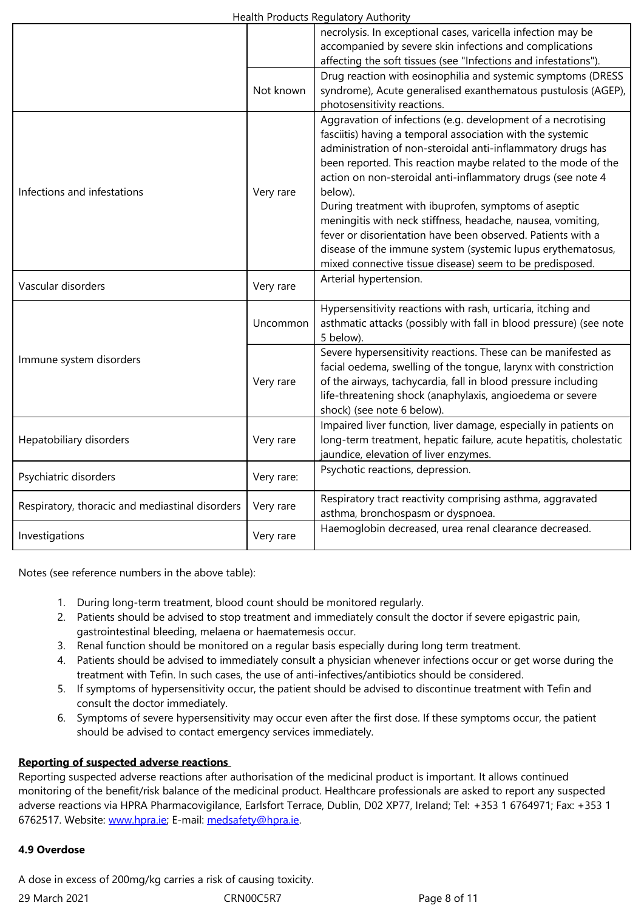| | | |
|---|---|---|
| | | necrolysis. In exceptional cases, varicella infection may be accompanied by severe skin infections and complications affecting the soft tissues (see "Infections and infestations"). |
| | Not known | Drug reaction with eosinophilia and systemic symptoms (DRESS syndrome), Acute generalised exanthematous pustulosis (AGEP), photosensitivity reactions. |
| Infections and infestations | Very rare | Aggravation of infections (e.g. development of a necrotising fasciitis) having a temporal association with the systemic administration of non-steroidal anti-inflammatory drugs has been reported. This reaction maybe related to the mode of the action on non-steroidal anti-inflammatory drugs (see note 4 below).<br>During treatment with ibuprofen, symptoms of aseptic meningitis with neck stiffness, headache, nausea, vomiting, fever or disorientation have been observed. Patients with a disease of the immune system (systemic lupus erythematosus, mixed connective tissue disease) seem to be predisposed. |
| Vascular disorders | Very rare | Arterial hypertension. |
| Immune system disorders | Uncommon | Hypersensitivity reactions with rash, urticaria, itching and asthmatic attacks (possibly with fall in blood pressure) (see note 5 below). |
| | Very rare | Severe hypersensitivity reactions. These can be manifested as facial oedema, swelling of the tongue, larynx with constriction of the airways, tachycardia, fall in blood pressure including life-threatening shock (anaphylaxis, angioedema or severe shock) (see note 6 below). |
| Hepatobiliary disorders | Very rare | Impaired liver function, liver damage, especially in patients on long-term treatment, hepatic failure, acute hepatitis, cholestatic jaundice, elevation of liver enzymes. |
| Psychiatric disorders | Very rare: | Psychotic reactions, depression. |
| Respiratory, thoracic and mediastinal disorders | Very rare | Respiratory tract reactivity comprising asthma, aggravated asthma, bronchospasm or dyspnoea. |
| Investigations | Very rare | Haemoglobin decreased, urea renal clearance decreased. |

Notes (see reference numbers in the above table):

1. During long-term treatment, blood count should be monitored regularly.
2. Patients should be advised to stop treatment and immediately consult the doctor if severe epigastric pain, gastrointestinal bleeding, melaena or haematemesis occur.
3. Renal function should be monitored on a regular basis especially during long term treatment.
4. Patients should be advised to immediately consult a physician whenever infections occur or get worse during the treatment with Tefin. In such cases, the use of anti-infectives/antibiotics should be considered.
5. If symptoms of hypersensitivity occur, the patient should be advised to discontinue treatment with Tefin and consult the doctor immediately.
6. Symptoms of severe hypersensitivity may occur even after the first dose. If these symptoms occur, the patient should be advised to contact emergency services immediately.

**Reporting of suspected adverse reactions**

Reporting suspected adverse reactions after authorisation of the medicinal product is important. It allows continued monitoring of the benefit/risk balance of the medicinal product. Healthcare professionals are asked to report any suspected adverse reactions via HPRA Pharmacovigilance, Earlsfort Terrace, Dublin, D02 XP77, Ireland; Tel: +353 1 6764971; Fax: +353 1 6762517. Website: www.hpra.ie; E-mail: medsafety@hpra.ie.

**4.9 Overdose**

A dose in excess of 200mg/kg carries a risk of causing toxicity.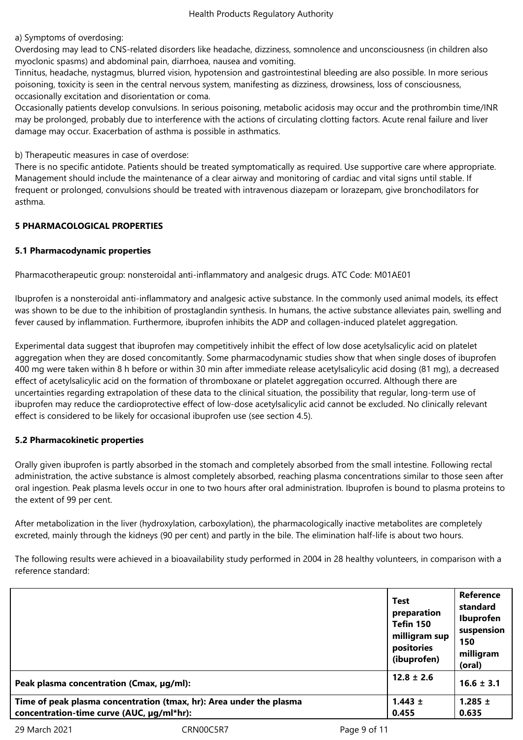a) Symptoms of overdosing:
Overdosing may lead to CNS-related disorders like headache, dizziness, somnolence and unconsciousness (in children also myoclonic spasms) and abdominal pain, diarrhoea, nausea and vomiting.
Tinnitus, headache, nystagmus, blurred vision, hypotension and gastrointestinal bleeding are also possible. In more serious poisoning, toxicity is seen in the central nervous system, manifesting as dizziness, drowsiness, loss of consciousness, occasionally excitation and disorientation or coma.
Occasionally patients develop convulsions. In serious poisoning, metabolic acidosis may occur and the prothrombin time/INR may be prolonged, probably due to interference with the actions of circulating clotting factors. Acute renal failure and liver damage may occur. Exacerbation of asthma is possible in asthmatics.

b) Therapeutic measures in case of overdose:
There is no specific antidote. Patients should be treated symptomatically as required. Use supportive care where appropriate. Management should include the maintenance of a clear airway and monitoring of cardiac and vital signs until stable. If frequent or prolonged, convulsions should be treated with intravenous diazepam or lorazepam, give bronchodilators for asthma.

## 5 PHARMACOLOGICAL PROPERTIES

### 5.1 Pharmacodynamic properties

Pharmacotherapeutic group: nonsteroidal anti-inflammatory and analgesic drugs. ATC Code: M01AE01

Ibuprofen is a nonsteroidal anti-inflammatory and analgesic active substance. In the commonly used animal models, its effect was shown to be due to the inhibition of prostaglandin synthesis. In humans, the active substance alleviates pain, swelling and fever caused by inflammation. Furthermore, ibuprofen inhibits the ADP and collagen-induced platelet aggregation.

Experimental data suggest that ibuprofen may competitively inhibit the effect of low dose acetylsalicylic acid on platelet aggregation when they are dosed concomitantly. Some pharmacodynamic studies show that when single doses of ibuprofen 400 mg were taken within 8 h before or within 30 min after immediate release acetylsalicylic acid dosing (81 mg), a decreased effect of acetylsalicylic acid on the formation of thromboxane or platelet aggregation occurred. Although there are uncertainties regarding extrapolation of these data to the clinical situation, the possibility that regular, long-term use of ibuprofen may reduce the cardioprotective effect of low-dose acetylsalicylic acid cannot be excluded. No clinically relevant effect is considered to be likely for occasional ibuprofen use (see section 4.5).

### 5.2 Pharmacokinetic properties

Orally given ibuprofen is partly absorbed in the stomach and completely absorbed from the small intestine. Following rectal administration, the active substance is almost completely absorbed, reaching plasma concentrations similar to those seen after oral ingestion. Peak plasma levels occur in one to two hours after oral administration. Ibuprofen is bound to plasma proteins to the extent of 99 per cent.

After metabolization in the liver (hydroxylation, carboxylation), the pharmacologically inactive metabolites are completely excreted, mainly through the kidneys (90 per cent) and partly in the bile. The elimination half-life is about two hours.

The following results were achieved in a bioavailability study performed in 2004 in 28 healthy volunteers, in comparison with a reference standard:

| | **Test preparation Tefin 150 milligram suppositories (ibuprofen)** | **Reference standard Ibuprofen suspension 150 milligram (oral)** |
|---|---|---|
| **Peak plasma concentration (Cmax, µg/ml):** | **12.8 ± 2.6** | **16.6 ± 3.1** |
| **Time of peak plasma concentration (tmax, hr): Area under the plasma concentration-time curve (AUC, µg/ml*hr):** | **1.443 ± 0.455** | **1.285 ± 0.635** |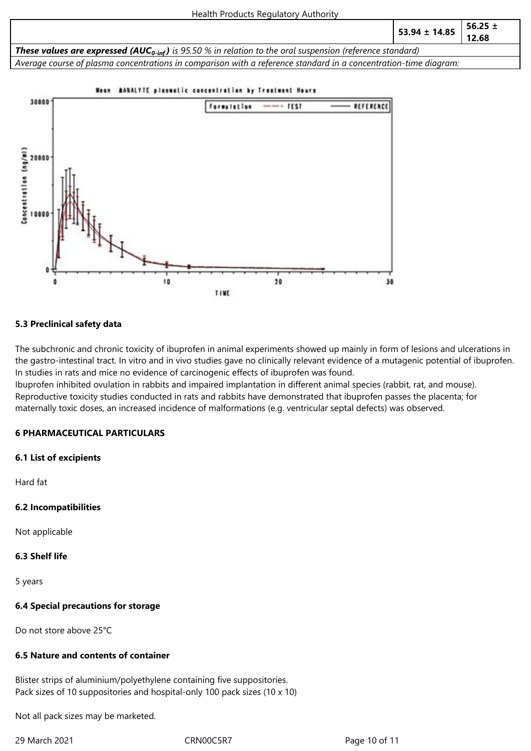| | | |
|---|---|---|
| | **53.94 ± 14.85** | **56.25 ± 12.68** |
| ***These values are expressed ($AUC_{0-inf}$)*** *is 95.50 % in relation to the oral suspension (reference standard)* | | |
| *Average course of plasma concentrations in comparison with a reference standard in a concentration-time diagram:* | | |

Mean &ANALYTE plasmatic concentration by Treatment Hours

Formulation — TEST — REFERENCE

Concentration (ng/ml)

30000

20000

10000

0

0

10

20

30

TIME

### 5.3 Preclinical safety data

The subchronic and chronic toxicity of ibuprofen in animal experiments showed up mainly in form of lesions and ulcerations in the gastro-intestinal tract. In vitro and in vivo studies gave no clinically relevant evidence of a mutagenic potential of ibuprofen. In studies in rats and mice no evidence of carcinogenic effects of ibuprofen was found.
Ibuprofen inhibited ovulation in rabbits and impaired implantation in different animal species (rabbit, rat, and mouse). Reproductive toxicity studies conducted in rats and rabbits have demonstrated that ibuprofen passes the placenta; for maternally toxic doses, an increased incidence of malformations (e.g. ventricular septal defects) was observed.

## 6 PHARMACEUTICAL PARTICULARS

### 6.1 List of excipients

Hard fat

### 6.2 Incompatibilities

Not applicable

### 6.3 Shelf life

5 years

### 6.4 Special precautions for storage

Do not store above 25°C

### 6.5 Nature and contents of container

Blister strips of aluminium/polyethylene containing five suppositories.
Pack sizes of 10 suppositories and hospital-only 100 pack sizes (10 x 10)

Not all pack sizes may be marketed.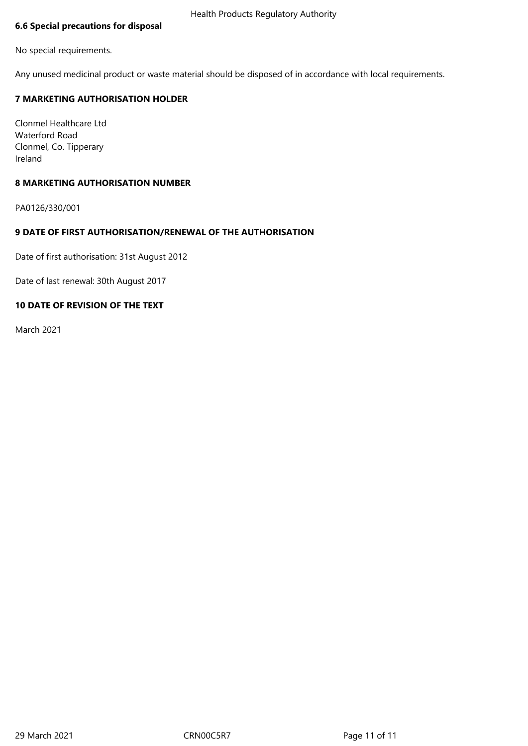**6.6 Special precautions for disposal**

No special requirements.

Any unused medicinal product or waste material should be disposed of in accordance with local requirements.

## 7 MARKETING AUTHORISATION HOLDER

Clonmel Healthcare Ltd
Waterford Road
Clonmel, Co. Tipperary
Ireland

## 8 MARKETING AUTHORISATION NUMBER

PA0126/330/001

## 9 DATE OF FIRST AUTHORISATION/RENEWAL OF THE AUTHORISATION

Date of first authorisation: 31st August 2012

Date of last renewal: 30th August 2017

## 10 DATE OF REVISION OF THE TEXT

March 2021